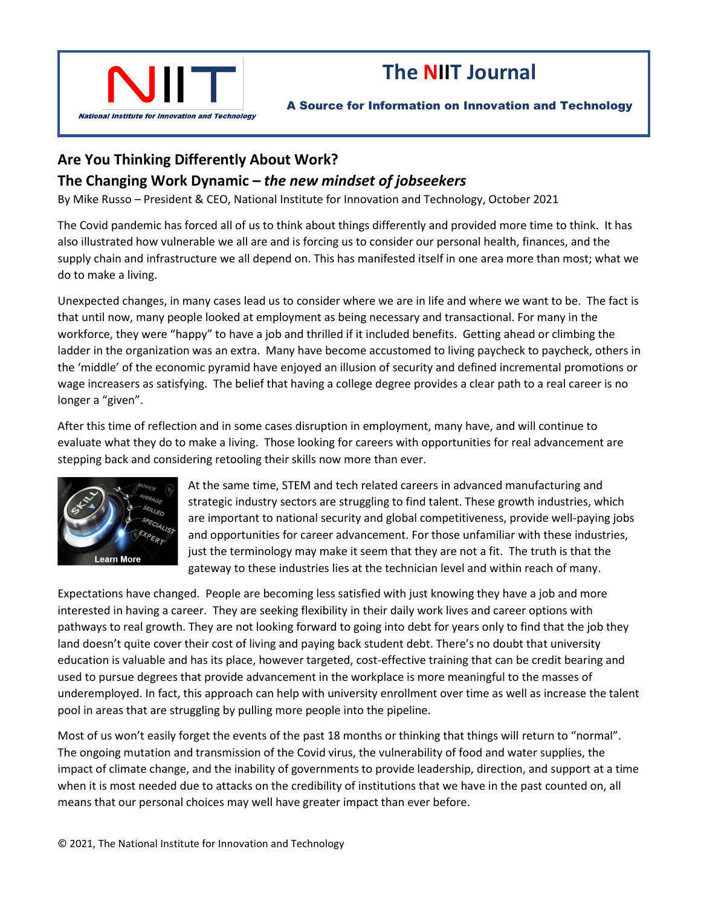# The NIIT Journal

**A Source for Information on Innovation and Technology**

National Institute for Innovation and Technology

## Are You Thinking Differently About Work?

## The Changing Work Dynamic – *the new mindset of jobseekers*

By Mike Russo – President & CEO, National Institute for Innovation and Technology, October 2021

The Covid pandemic has forced all of us to think about things differently and provided more time to think. It has also illustrated how vulnerable we all are and is forcing us to consider our personal health, finances, and the supply chain and infrastructure we all depend on. This has manifested itself in one area more than most; what we do to make a living.

Unexpected changes, in many cases lead us to consider where we are in life and where we want to be. The fact is that until now, many people looked at employment as being necessary and transactional. For many in the workforce, they were "happy" to have a job and thrilled if it included benefits. Getting ahead or climbing the ladder in the organization was an extra. Many have become accustomed to living paycheck to paycheck, others in the 'middle' of the economic pyramid have enjoyed an illusion of security and defined incremental promotions or wage increasers as satisfying. The belief that having a college degree provides a clear path to a real career is no longer a "given".

After this time of reflection and in some cases disruption in employment, many have, and will continue to evaluate what they do to make a living. Those looking for careers with opportunities for real advancement are stepping back and considering retooling their skills now more than ever.

At the same time, STEM and tech related careers in advanced manufacturing and strategic industry sectors are struggling to find talent. These growth industries, which are important to national security and global competitiveness, provide well-paying jobs and opportunities for career advancement. For those unfamiliar with these industries, just the terminology may make it seem that they are not a fit. The truth is that the gateway to these industries lies at the technician level and within reach of many.

Expectations have changed. People are becoming less satisfied with just knowing they have a job and more interested in having a career. They are seeking flexibility in their daily work lives and career options with pathways to real growth. They are not looking forward to going into debt for years only to find that the job they land doesn't quite cover their cost of living and paying back student debt. There's no doubt that university education is valuable and has its place, however targeted, cost-effective training that can be credit bearing and used to pursue degrees that provide advancement in the workplace is more meaningful to the masses of underemployed. In fact, this approach can help with university enrollment over time as well as increase the talent pool in areas that are struggling by pulling more people into the pipeline.

Most of us won't easily forget the events of the past 18 months or thinking that things will return to "normal". The ongoing mutation and transmission of the Covid virus, the vulnerability of food and water supplies, the impact of climate change, and the inability of governments to provide leadership, direction, and support at a time when it is most needed due to attacks on the credibility of institutions that we have in the past counted on, all means that our personal choices may well have greater impact than ever before.

© 2021, The National Institute for Innovation and Technology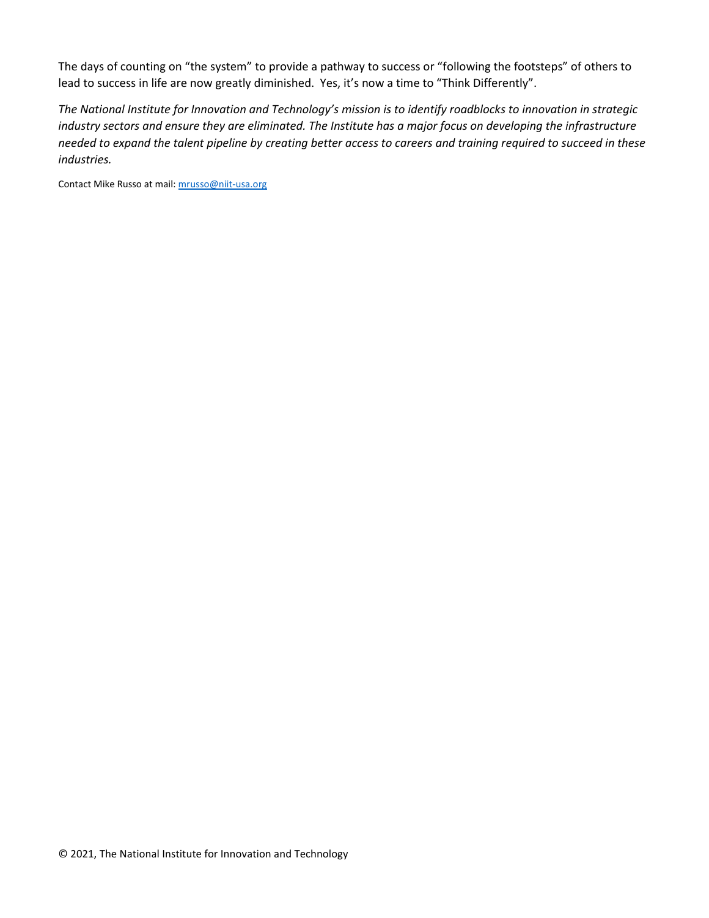The days of counting on "the system" to provide a pathway to success or "following the footsteps" of others to lead to success in life are now greatly diminished.  Yes, it's now a time to "Think Differently".

*The National Institute for Innovation and Technology's mission is to identify roadblocks to innovation in strategic industry sectors and ensure they are eliminated. The Institute has a major focus on developing the infrastructure needed to expand the talent pipeline by creating better access to careers and training required to succeed in these industries.*

Contact Mike Russo at mail: [mrusso@niit-usa.org](mailto:mrusso@niit-usa.org)

© 2021, The National Institute for Innovation and Technology